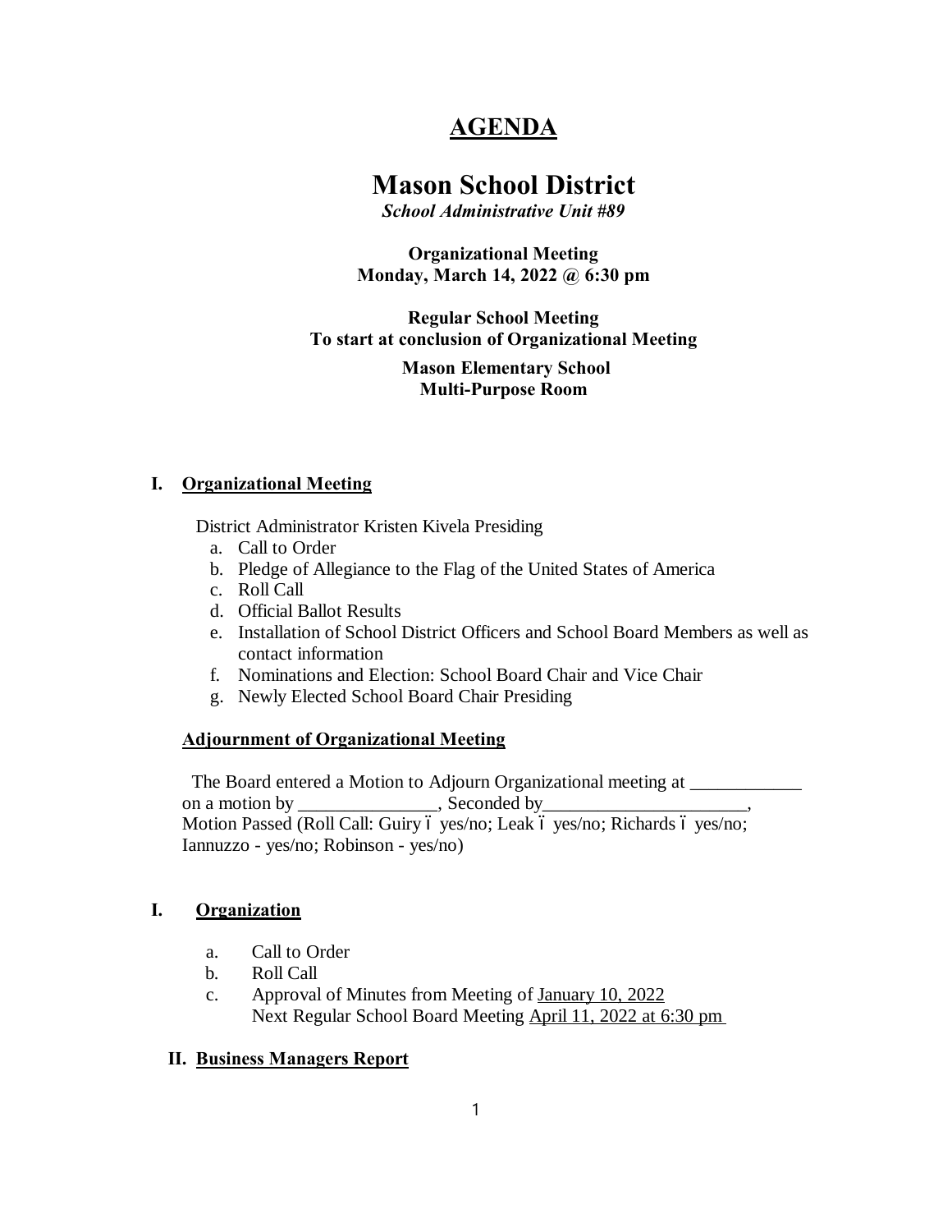# AGENDA

# Mason School District

***School Administrative Unit #89***

**Organizational Meeting**
**Monday, March 14, 2022 @ 6:30 pm**

**Regular School Meeting**
**To start at conclusion of Organizational Meeting**

**Mason Elementary School**
**Multi-Purpose Room**

## I. Organizational Meeting

District Administrator Kristen Kivela Presiding

a. Call to Order
b. Pledge of Allegiance to the Flag of the United States of America
c. Roll Call
d. Official Ballot Results
e. Installation of School District Officers and School Board Members as well as contact information
f. Nominations and Election: School Board Chair and Vice Chair
g. Newly Elected School Board Chair Presiding

### Adjournment of Organizational Meeting

The Board entered a Motion to Adjourn Organizational meeting at ____________ on a motion by _______________, Seconded by______________________, Motion Passed (Roll Call: Guiry ó yes/no; Leak ó yes/no; Richards ó yes/no; Iannuzzo - yes/no; Robinson - yes/no)

## I. Organization

a. Call to Order
b. Roll Call
c. Approval of Minutes from Meeting of January 10, 2022
   Next Regular School Board Meeting April 11, 2022 at 6:30 pm

## II. Business Managers Report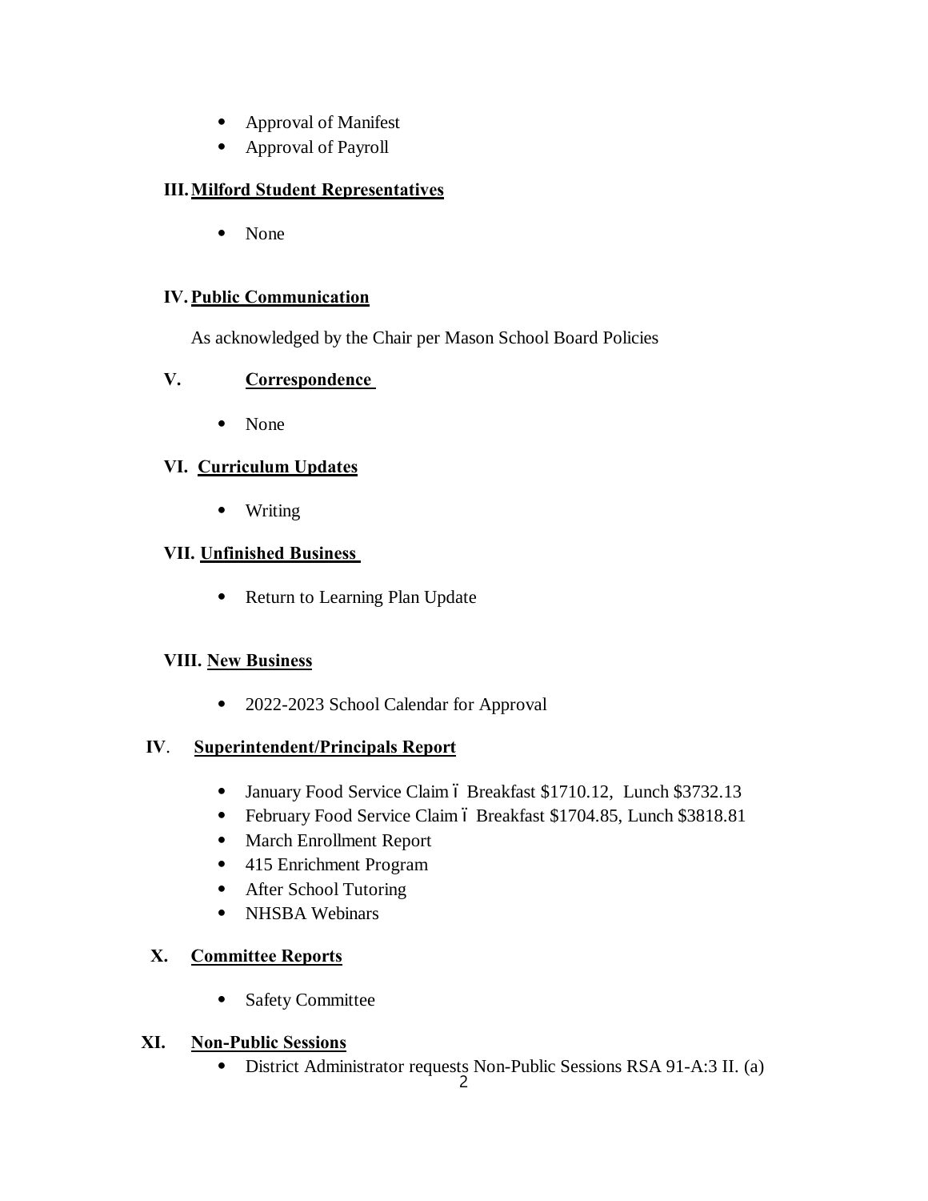- Approval of Manifest
- Approval of Payroll

## III. Milford Student Representatives

- None

## IV. Public Communication

As acknowledged by the Chair per Mason School Board Policies

## V. Correspondence

- None

## VI. Curriculum Updates

- Writing

## VII. Unfinished Business

- Return to Learning Plan Update

## VIII. New Business

- 2022-2023 School Calendar for Approval

## IV. Superintendent/Principals Report

- January Food Service Claim – Breakfast $1710.12, Lunch $3732.13
- February Food Service Claim – Breakfast $1704.85, Lunch $3818.81
- March Enrollment Report
- 415 Enrichment Program
- After School Tutoring
- NHSBA Webinars

## X. Committee Reports

- Safety Committee

## XI. Non-Public Sessions

- District Administrator requests Non-Public Sessions RSA 91-A:3 II. (a)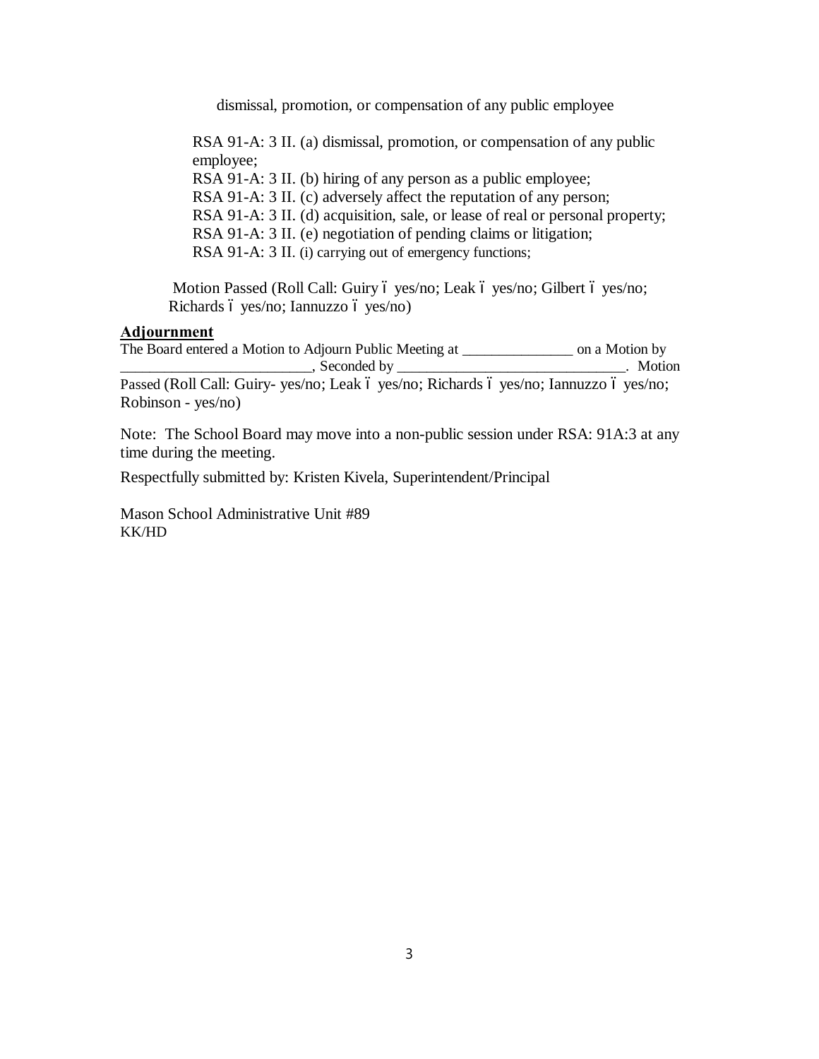dismissal, promotion, or compensation of any public employee

RSA 91-A: 3 II. (a) dismissal, promotion, or compensation of any public employee;
RSA 91-A: 3 II. (b) hiring of any person as a public employee;
RSA 91-A: 3 II. (c) adversely affect the reputation of any person;
RSA 91-A: 3 II. (d) acquisition, sale, or lease of real or personal property;
RSA 91-A: 3 II. (e) negotiation of pending claims or litigation;
RSA 91-A: 3 II. (i) carrying out of emergency functions;

Motion Passed (Roll Call: Guiry – yes/no; Leak – yes/no; Gilbert – yes/no; Richards – yes/no; Iannuzzo – yes/no)

**Adjournment**

The Board entered a Motion to Adjourn Public Meeting at _______________ on a Motion by _________________________, Seconded by ______________________________. Motion Passed (Roll Call: Guiry- yes/no; Leak – yes/no; Richards – yes/no; Iannuzzo – yes/no; Robinson - yes/no)

Note: The School Board may move into a non-public session under RSA: 91A:3 at any time during the meeting.

Respectfully submitted by: Kristen Kivela, Superintendent/Principal

Mason School Administrative Unit #89
KK/HD